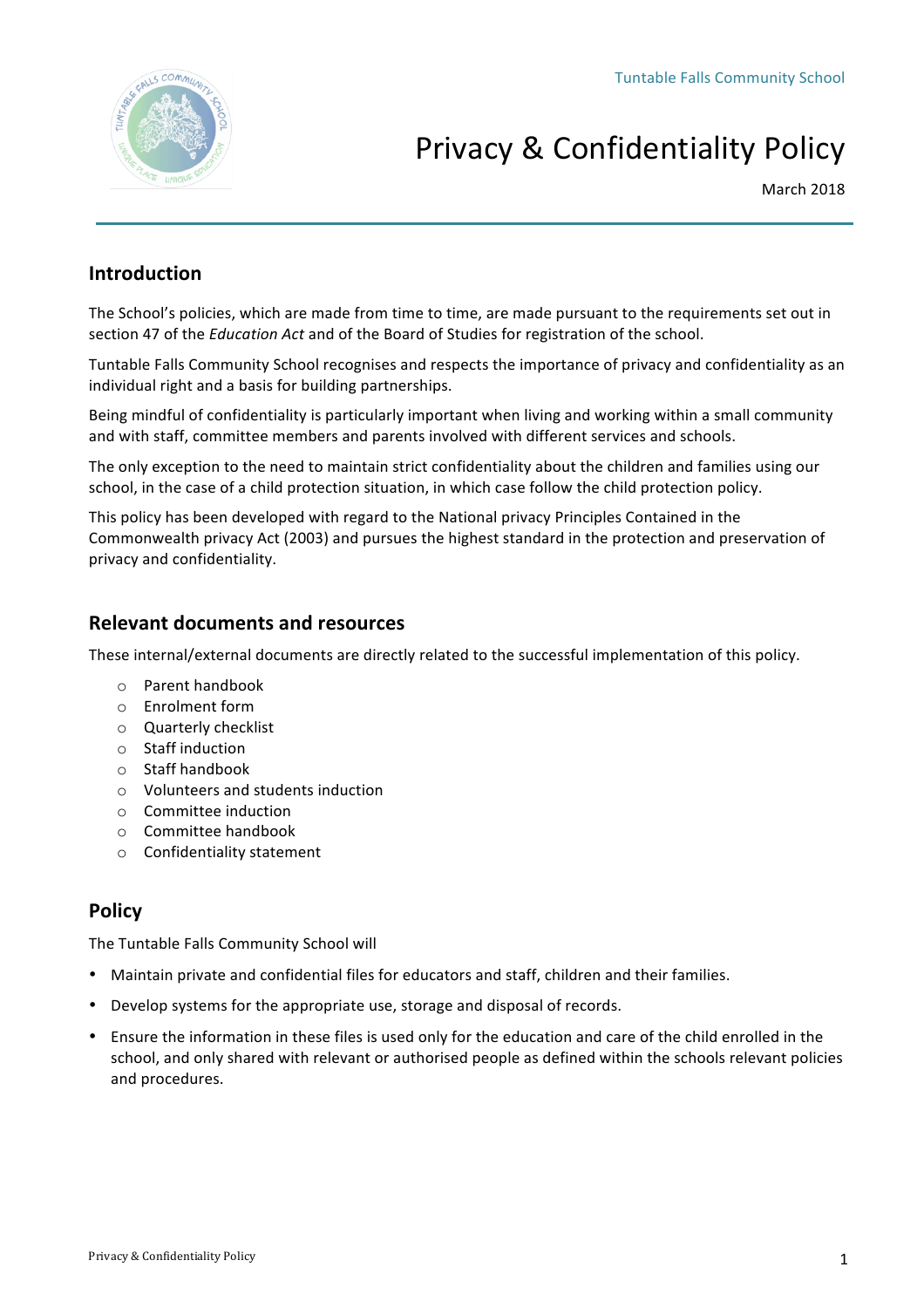Tuntable Falls Community School

# Privacy & Confidentiality Policy

March 2018

## Introduction

The School's policies, which are made from time to time, are made pursuant to the requirements set out in section 47 of the *Education Act* and of the Board of Studies for registration of the school.

Tuntable Falls Community School recognises and respects the importance of privacy and confidentiality as an individual right and a basis for building partnerships.

Being mindful of confidentiality is particularly important when living and working within a small community and with staff, committee members and parents involved with different services and schools.

The only exception to the need to maintain strict confidentiality about the children and families using our school, in the case of a child protection situation, in which case follow the child protection policy.

This policy has been developed with regard to the National privacy Principles Contained in the Commonwealth privacy Act (2003) and pursues the highest standard in the protection and preservation of privacy and confidentiality.

## Relevant documents and resources

These internal/external documents are directly related to the successful implementation of this policy.

- Parent handbook
- Enrolment form
- Quarterly checklist
- Staff induction
- Staff handbook
- Volunteers and students induction
- Committee induction
- Committee handbook
- Confidentiality statement

## Policy

The Tuntable Falls Community School will

- Maintain private and confidential files for educators and staff, children and their families.
- Develop systems for the appropriate use, storage and disposal of records.
- Ensure the information in these files is used only for the education and care of the child enrolled in the school, and only shared with relevant or authorised people as defined within the schools relevant policies and procedures.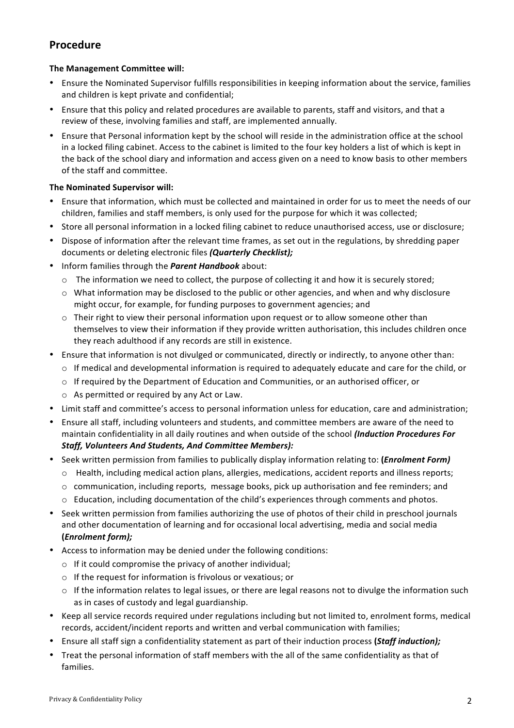## Procedure

**The Management Committee will:**

- Ensure the Nominated Supervisor fulfills responsibilities in keeping information about the service, families and children is kept private and confidential;
- Ensure that this policy and related procedures are available to parents, staff and visitors, and that a review of these, involving families and staff, are implemented annually.
- Ensure that Personal information kept by the school will reside in the administration office at the school in a locked filing cabinet. Access to the cabinet is limited to the four key holders a list of which is kept in the back of the school diary and information and access given on a need to know basis to other members of the staff and committee.

**The Nominated Supervisor will:**

- Ensure that information, which must be collected and maintained in order for us to meet the needs of our children, families and staff members, is only used for the purpose for which it was collected;
- Store all personal information in a locked filing cabinet to reduce unauthorised access, use or disclosure;
- Dispose of information after the relevant time frames, as set out in the regulations, by shredding paper documents or deleting electronic files ***(Quarterly Checklist);***
- Inform families through the ***Parent Handbook*** about:
  - The information we need to collect, the purpose of collecting it and how it is securely stored;
  - What information may be disclosed to the public or other agencies, and when and why disclosure might occur, for example, for funding purposes to government agencies; and
  - Their right to view their personal information upon request or to allow someone other than themselves to view their information if they provide written authorisation, this includes children once they reach adulthood if any records are still in existence.
- Ensure that information is not divulged or communicated, directly or indirectly, to anyone other than:
  - If medical and developmental information is required to adequately educate and care for the child, or
  - If required by the Department of Education and Communities, or an authorised officer, or
  - As permitted or required by any Act or Law.
- Limit staff and committee's access to personal information unless for education, care and administration;
- Ensure all staff, including volunteers and students, and committee members are aware of the need to maintain confidentiality in all daily routines and when outside of the school ***(Induction Procedures For Staff, Volunteers And Students, And Committee Members):***
- Seek written permission from families to publically display information relating to: **(*Enrolment Form)***
  - Health, including medical action plans, allergies, medications, accident reports and illness reports;
  - communication, including reports, message books, pick up authorisation and fee reminders; and
  - Education, including documentation of the child's experiences through comments and photos.
- Seek written permission from families authorizing the use of photos of their child in preschool journals and other documentation of learning and for occasional local advertising, media and social media **(*Enrolment form);***
- Access to information may be denied under the following conditions:
  - If it could compromise the privacy of another individual;
  - If the request for information is frivolous or vexatious; or
  - If the information relates to legal issues, or there are legal reasons not to divulge the information such as in cases of custody and legal guardianship.
- Keep all service records required under regulations including but not limited to, enrolment forms, medical records, accident/incident reports and written and verbal communication with families;
- Ensure all staff sign a confidentiality statement as part of their induction process **(*Staff induction);***
- Treat the personal information of staff members with the all of the same confidentiality as that of families.